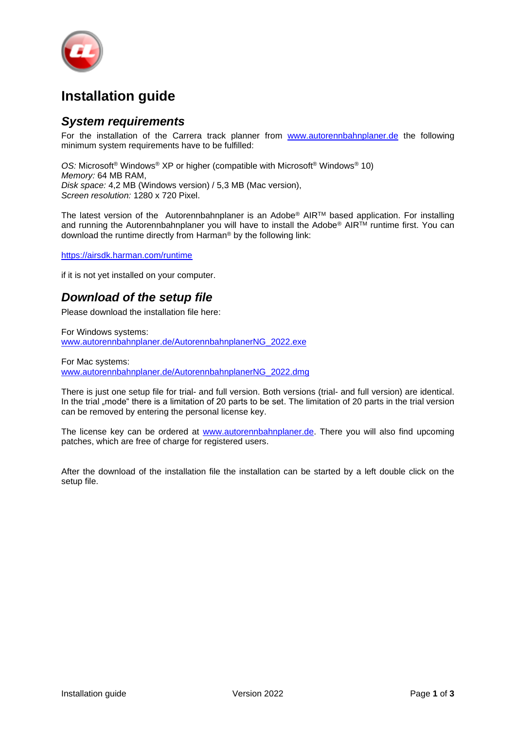# Installation guide

## *System requirements*

For the installation of the Carrera track planner from www.autorennbahnplaner.de the following minimum system requirements have to be fulfilled:

*OS:* Microsoft® Windows® XP or higher (compatible with Microsoft® Windows® 10)
*Memory:* 64 MB RAM,
*Disk space:* 4,2 MB (Windows version) / 5,3 MB (Mac version),
*Screen resolution:* 1280 x 720 Pixel.

The latest version of the Autorennbahnplaner is an Adobe® AIR™ based application. For installing and running the Autorennbahnplaner you will have to install the Adobe® AIR™ runtime first. You can download the runtime directly from Harman® by the following link:

https://airsdk.harman.com/runtime

if it is not yet installed on your computer.

## *Download of the setup file*

Please download the installation file here:

For Windows systems:
www.autorennbahnplaner.de/AutorennbahnplanerNG_2022.exe

For Mac systems:
www.autorennbahnplaner.de/AutorennbahnplanerNG_2022.dmg

There is just one setup file for trial- and full version. Both versions (trial- and full version) are identical. In the trial „mode“ there is a limitation of 20 parts to be set. The limitation of 20 parts in the trial version can be removed by entering the personal license key.

The license key can be ordered at www.autorennbahnplaner.de. There you will also find upcoming patches, which are free of charge for registered users.

After the download of the installation file the installation can be started by a left double click on the setup file.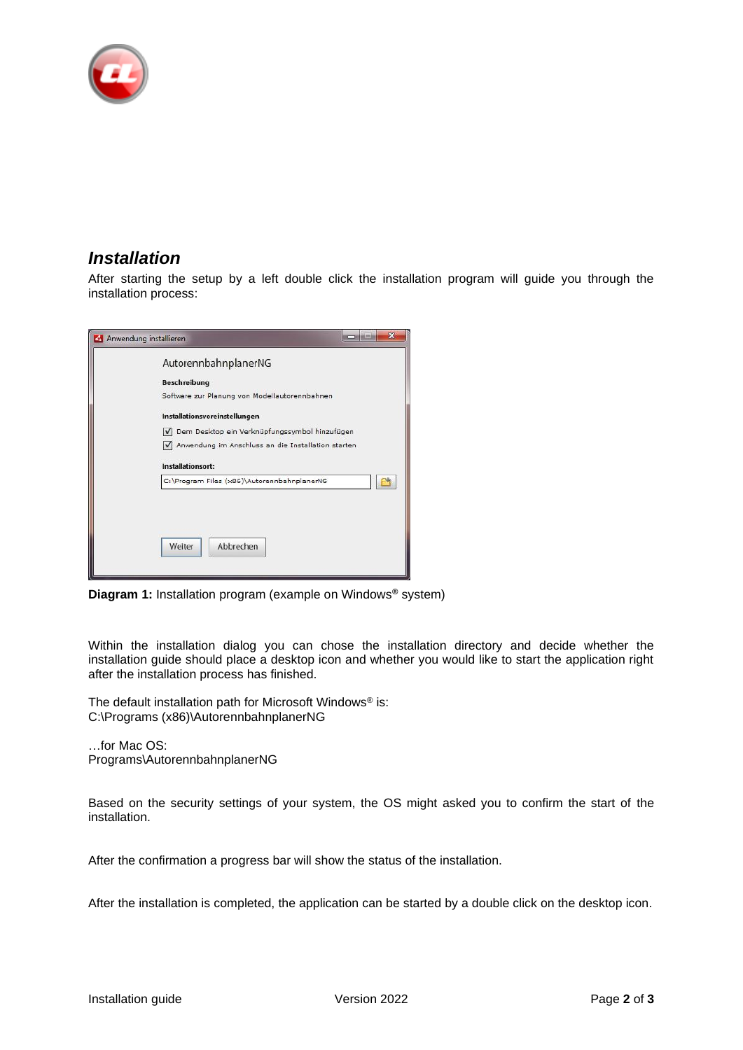## *Installation*

After starting the setup by a left double click the installation program will guide you through the installation process:

**Diagram 1:** Installation program (example on Windows® system)

Within the installation dialog you can chose the installation directory and decide whether the installation guide should place a desktop icon and whether you would like to start the application right after the installation process has finished.

The default installation path for Microsoft Windows® is:
C:\Programs (x86)\AutorennbahnplanerNG

…for Mac OS:
Programs\AutorennbahnplanerNG

Based on the security settings of your system, the OS might asked you to confirm the start of the installation.

After the confirmation a progress bar will show the status of the installation.

After the installation is completed, the application can be started by a double click on the desktop icon.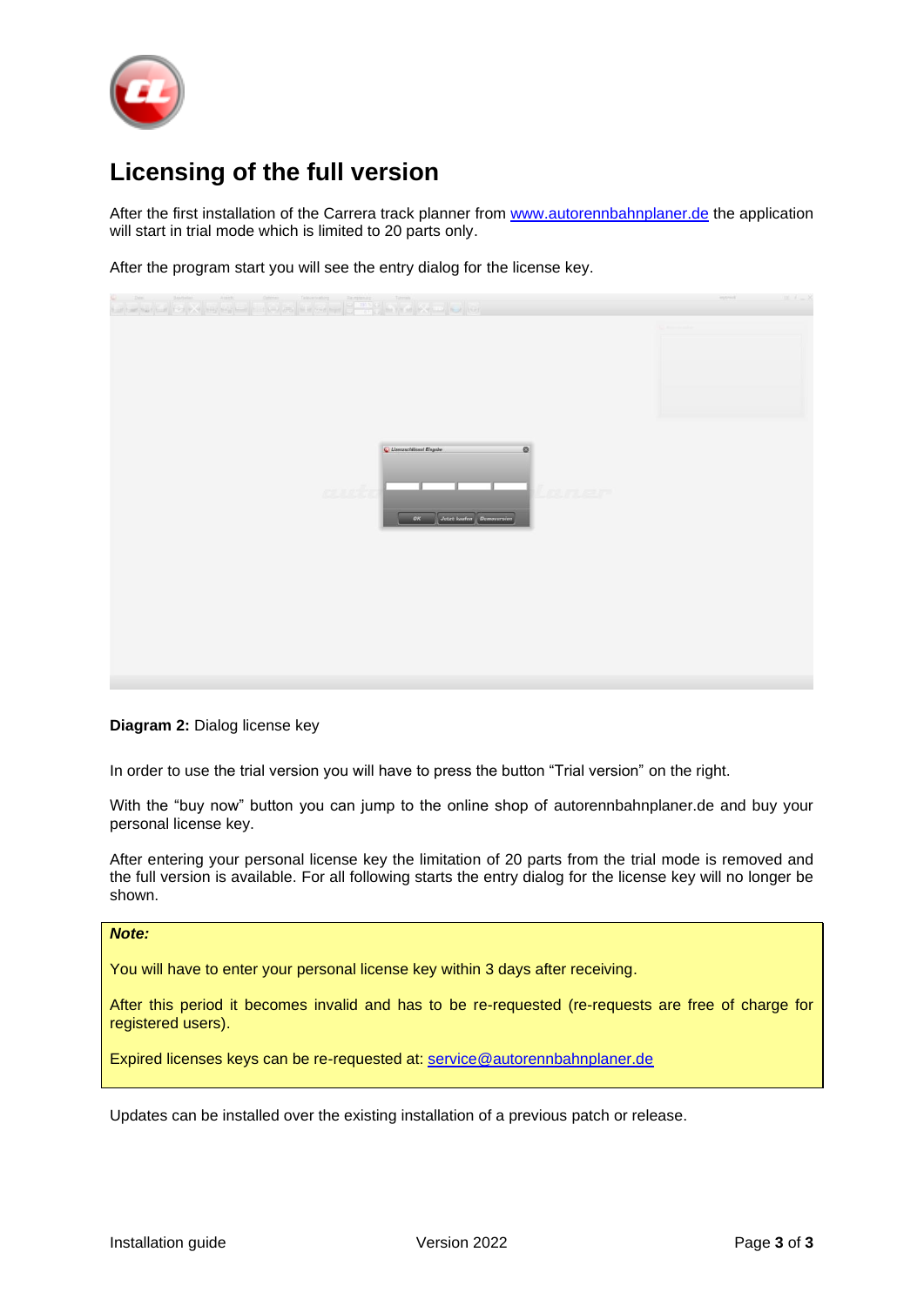# Licensing of the full version

After the first installation of the Carrera track planner from [www.autorennbahnplaner.de](http://www.autorennbahnplaner.de) the application will start in trial mode which is limited to 20 parts only.

After the program start you will see the entry dialog for the license key.

**Diagram 2:** Dialog license key

In order to use the trial version you will have to press the button "Trial version" on the right.

With the "buy now" button you can jump to the online shop of autorennbahnplaner.de and buy your personal license key.

After entering your personal license key the limitation of 20 parts from the trial mode is removed and the full version is available. For all following starts the entry dialog for the license key will no longer be shown.

> ***Note:***
>
> You will have to enter your personal license key within 3 days after receiving.
>
> After this period it becomes invalid and has to be re-requested (re-requests are free of charge for registered users).
>
> Expired licenses keys can be re-requested at: [service@autorennbahnplaner.de](mailto:service@autorennbahnplaner.de)

Updates can be installed over the existing installation of a previous patch or release.